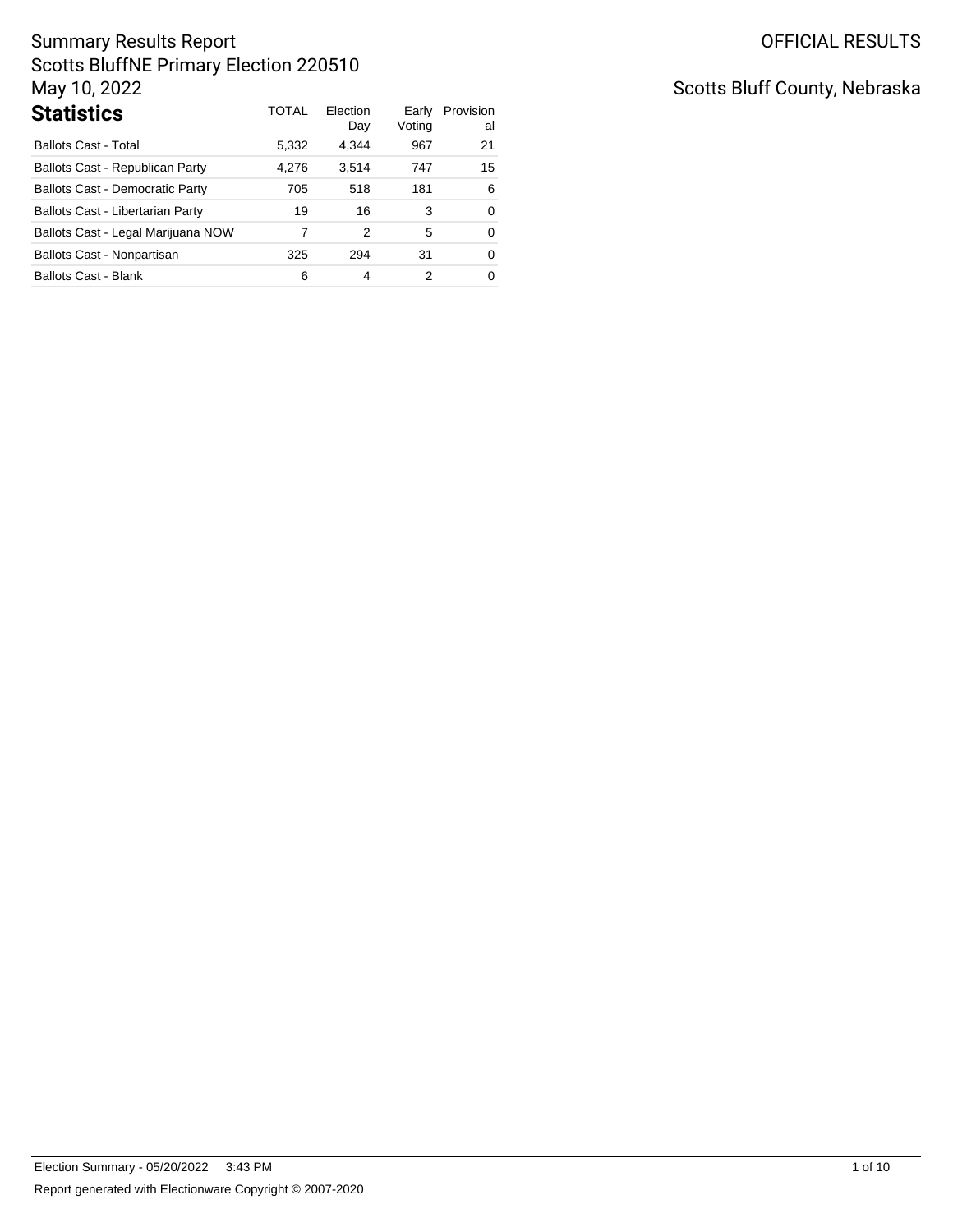# Summary Results Report
## Scotts BluffNE Primary Election 220510
May 10, 2022

OFFICIAL RESULTS

Scotts Bluff County, Nebraska

## Statistics

| | TOTAL | Election Day | Early Voting | Provisional |
|---|---|---|---|---|
| Ballots Cast - Total | 5,332 | 4,344 | 967 | 21 |
| Ballots Cast - Republican Party | 4,276 | 3,514 | 747 | 15 |
| Ballots Cast - Democratic Party | 705 | 518 | 181 | 6 |
| Ballots Cast - Libertarian Party | 19 | 16 | 3 | 0 |
| Ballots Cast - Legal Marijuana NOW | 7 | 2 | 5 | 0 |
| Ballots Cast - Nonpartisan | 325 | 294 | 31 | 0 |
| Ballots Cast - Blank | 6 | 4 | 2 | 0 |

Election Summary - 05/20/2022 3:43 PM

Report generated with Electionware Copyright © 2007-2020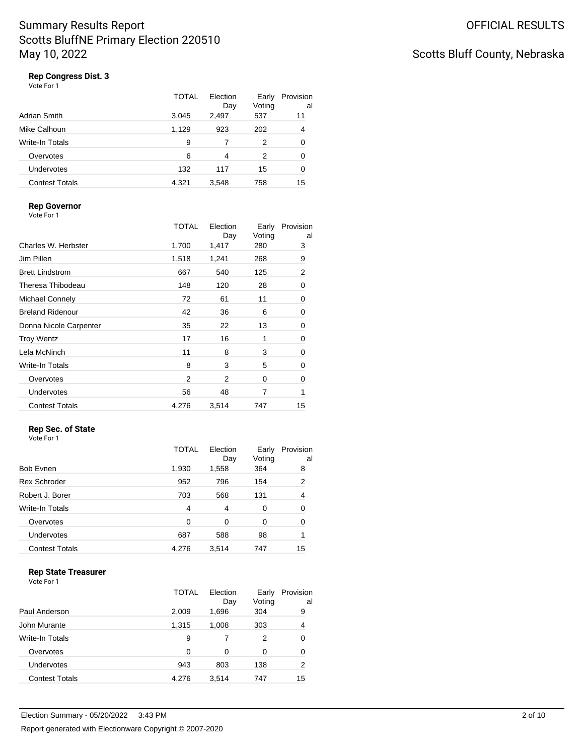# Summary Results Report
## Scotts BluffNE Primary Election 220510
## May 10, 2022

OFFICIAL RESULTS

Scotts Bluff County, Nebraska

### Rep Congress Dist. 3
Vote For 1

| | TOTAL | Election Day | Early Voting | Provisional |
|---|---|---|---|---|
| Adrian Smith | 3,045 | 2,497 | 537 | 11 |
| Mike Calhoun | 1,129 | 923 | 202 | 4 |
| Write-In Totals | 9 | 7 | 2 | 0 |
| Overvotes | 6 | 4 | 2 | 0 |
| Undervotes | 132 | 117 | 15 | 0 |
| Contest Totals | 4,321 | 3,548 | 758 | 15 |

### Rep Governor
Vote For 1

| | TOTAL | Election Day | Early Voting | Provisional |
|---|---|---|---|---|
| Charles W. Herbster | 1,700 | 1,417 | 280 | 3 |
| Jim Pillen | 1,518 | 1,241 | 268 | 9 |
| Brett Lindstrom | 667 | 540 | 125 | 2 |
| Theresa Thibodeau | 148 | 120 | 28 | 0 |
| Michael Connely | 72 | 61 | 11 | 0 |
| Breland Ridenour | 42 | 36 | 6 | 0 |
| Donna Nicole Carpenter | 35 | 22 | 13 | 0 |
| Troy Wentz | 17 | 16 | 1 | 0 |
| Lela McNinch | 11 | 8 | 3 | 0 |
| Write-In Totals | 8 | 3 | 5 | 0 |
| Overvotes | 2 | 2 | 0 | 0 |
| Undervotes | 56 | 48 | 7 | 1 |
| Contest Totals | 4,276 | 3,514 | 747 | 15 |

### Rep Sec. of State
Vote For 1

| | TOTAL | Election Day | Early Voting | Provisional |
|---|---|---|---|---|
| Bob Evnen | 1,930 | 1,558 | 364 | 8 |
| Rex Schroder | 952 | 796 | 154 | 2 |
| Robert J. Borer | 703 | 568 | 131 | 4 |
| Write-In Totals | 4 | 4 | 0 | 0 |
| Overvotes | 0 | 0 | 0 | 0 |
| Undervotes | 687 | 588 | 98 | 1 |
| Contest Totals | 4,276 | 3,514 | 747 | 15 |

### Rep State Treasurer
Vote For 1

| | TOTAL | Election Day | Early Voting | Provisional |
|---|---|---|---|---|
| Paul Anderson | 2,009 | 1,696 | 304 | 9 |
| John Murante | 1,315 | 1,008 | 303 | 4 |
| Write-In Totals | 9 | 7 | 2 | 0 |
| Overvotes | 0 | 0 | 0 | 0 |
| Undervotes | 943 | 803 | 138 | 2 |
| Contest Totals | 4,276 | 3,514 | 747 | 15 |

Election Summary - 05/20/2022 3:43 PM

Report generated with Electionware Copyright © 2007-2020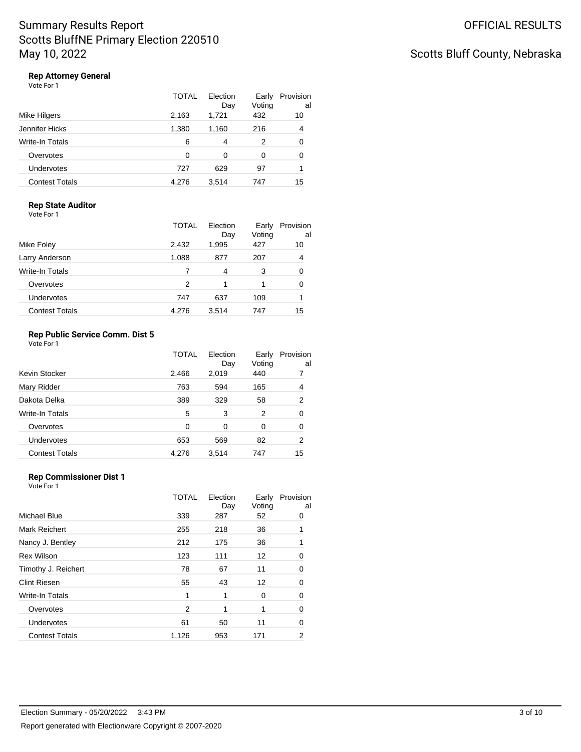# Summary Results Report
# Scotts BluffNE Primary Election 220510
# May 10, 2022

OFFICIAL RESULTS

Scotts Bluff County, Nebraska

### Rep Attorney General

Vote For 1

| | TOTAL | Election Day | Early Voting | Provisional |
|---|---|---|---|---|
| Mike Hilgers | 2,163 | 1,721 | 432 | 10 |
| Jennifer Hicks | 1,380 | 1,160 | 216 | 4 |
| Write-In Totals | 6 | 4 | 2 | 0 |
| Overvotes | 0 | 0 | 0 | 0 |
| Undervotes | 727 | 629 | 97 | 1 |
| Contest Totals | 4,276 | 3,514 | 747 | 15 |

### Rep State Auditor

Vote For 1

| | TOTAL | Election Day | Early Voting | Provisional |
|---|---|---|---|---|
| Mike Foley | 2,432 | 1,995 | 427 | 10 |
| Larry Anderson | 1,088 | 877 | 207 | 4 |
| Write-In Totals | 7 | 4 | 3 | 0 |
| Overvotes | 2 | 1 | 1 | 0 |
| Undervotes | 747 | 637 | 109 | 1 |
| Contest Totals | 4,276 | 3,514 | 747 | 15 |

### Rep Public Service Comm. Dist 5

Vote For 1

| | TOTAL | Election Day | Early Voting | Provisional |
|---|---|---|---|---|
| Kevin Stocker | 2,466 | 2,019 | 440 | 7 |
| Mary Ridder | 763 | 594 | 165 | 4 |
| Dakota Delka | 389 | 329 | 58 | 2 |
| Write-In Totals | 5 | 3 | 2 | 0 |
| Overvotes | 0 | 0 | 0 | 0 |
| Undervotes | 653 | 569 | 82 | 2 |
| Contest Totals | 4,276 | 3,514 | 747 | 15 |

### Rep Commissioner Dist 1

Vote For 1

| | TOTAL | Election Day | Early Voting | Provisional |
|---|---|---|---|---|
| Michael Blue | 339 | 287 | 52 | 0 |
| Mark Reichert | 255 | 218 | 36 | 1 |
| Nancy J. Bentley | 212 | 175 | 36 | 1 |
| Rex Wilson | 123 | 111 | 12 | 0 |
| Timothy J. Reichert | 78 | 67 | 11 | 0 |
| Clint Riesen | 55 | 43 | 12 | 0 |
| Write-In Totals | 1 | 1 | 0 | 0 |
| Overvotes | 2 | 1 | 1 | 0 |
| Undervotes | 61 | 50 | 11 | 0 |
| Contest Totals | 1,126 | 953 | 171 | 2 |

Election Summary - 05/20/2022 3:43 PM

Report generated with Electionware Copyright © 2007-2020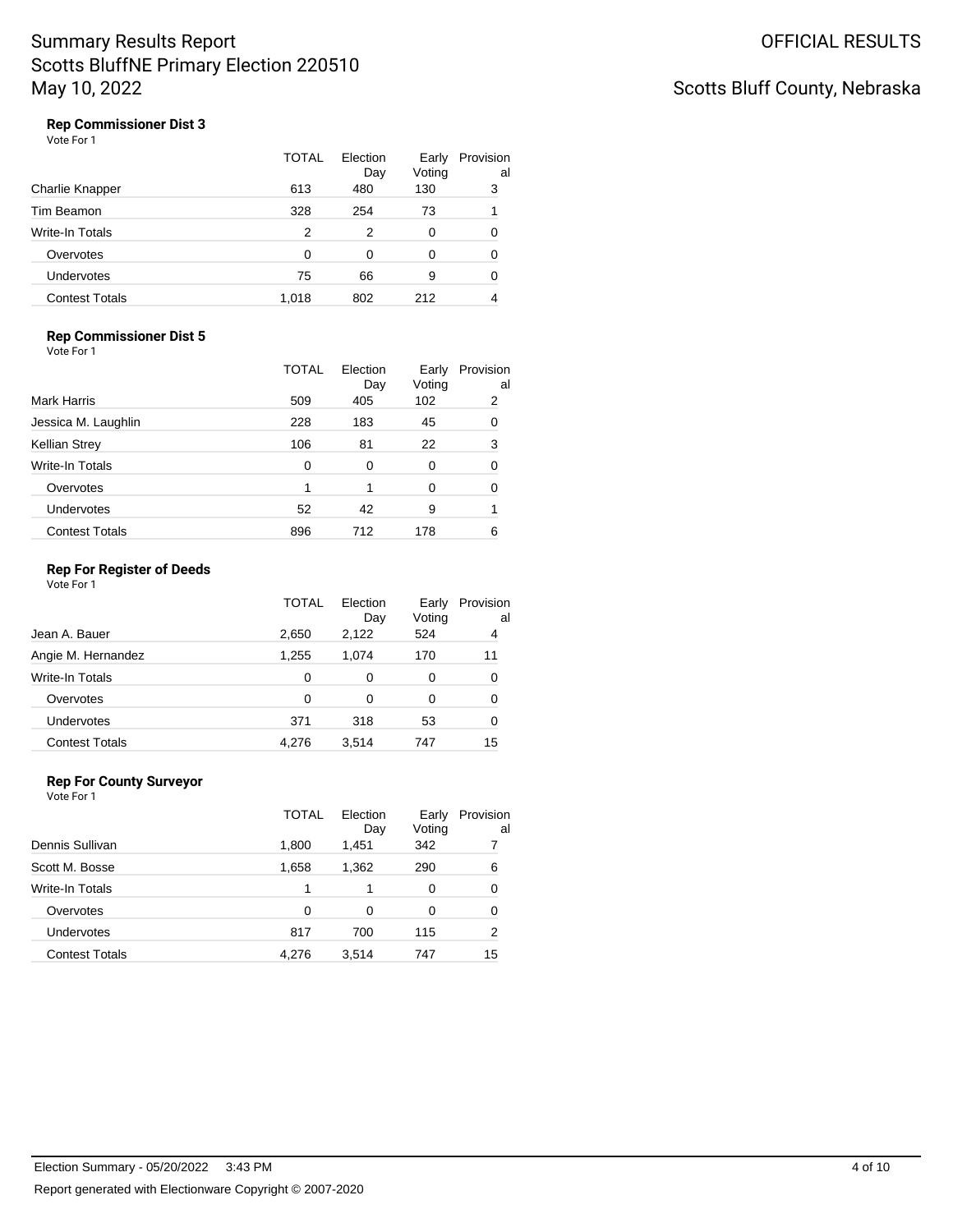# Summary Results Report
# Scotts BluffNE Primary Election 220510
# May 10, 2022

OFFICIAL RESULTS

Scotts Bluff County, Nebraska

### Rep Commissioner Dist 3

Vote For 1

| | TOTAL | Election Day | Early Voting | Provisional |
|---|---|---|---|---|
| Charlie Knapper | 613 | 480 | 130 | 3 |
| Tim Beamon | 328 | 254 | 73 | 1 |
| Write-In Totals | 2 | 2 | 0 | 0 |
| Overvotes | 0 | 0 | 0 | 0 |
| Undervotes | 75 | 66 | 9 | 0 |
| Contest Totals | 1,018 | 802 | 212 | 4 |

### Rep Commissioner Dist 5

Vote For 1

| | TOTAL | Election Day | Early Voting | Provisional |
|---|---|---|---|---|
| Mark Harris | 509 | 405 | 102 | 2 |
| Jessica M. Laughlin | 228 | 183 | 45 | 0 |
| Kellian Strey | 106 | 81 | 22 | 3 |
| Write-In Totals | 0 | 0 | 0 | 0 |
| Overvotes | 1 | 1 | 0 | 0 |
| Undervotes | 52 | 42 | 9 | 1 |
| Contest Totals | 896 | 712 | 178 | 6 |

### Rep For Register of Deeds

Vote For 1

| | TOTAL | Election Day | Early Voting | Provisional |
|---|---|---|---|---|
| Jean A. Bauer | 2,650 | 2,122 | 524 | 4 |
| Angie M. Hernandez | 1,255 | 1,074 | 170 | 11 |
| Write-In Totals | 0 | 0 | 0 | 0 |
| Overvotes | 0 | 0 | 0 | 0 |
| Undervotes | 371 | 318 | 53 | 0 |
| Contest Totals | 4,276 | 3,514 | 747 | 15 |

### Rep For County Surveyor

Vote For 1

| | TOTAL | Election Day | Early Voting | Provisional |
|---|---|---|---|---|
| Dennis Sullivan | 1,800 | 1,451 | 342 | 7 |
| Scott M. Bosse | 1,658 | 1,362 | 290 | 6 |
| Write-In Totals | 1 | 1 | 0 | 0 |
| Overvotes | 0 | 0 | 0 | 0 |
| Undervotes | 817 | 700 | 115 | 2 |
| Contest Totals | 4,276 | 3,514 | 747 | 15 |

Election Summary - 05/20/2022 3:43 PM

Report generated with Electionware Copyright © 2007-2020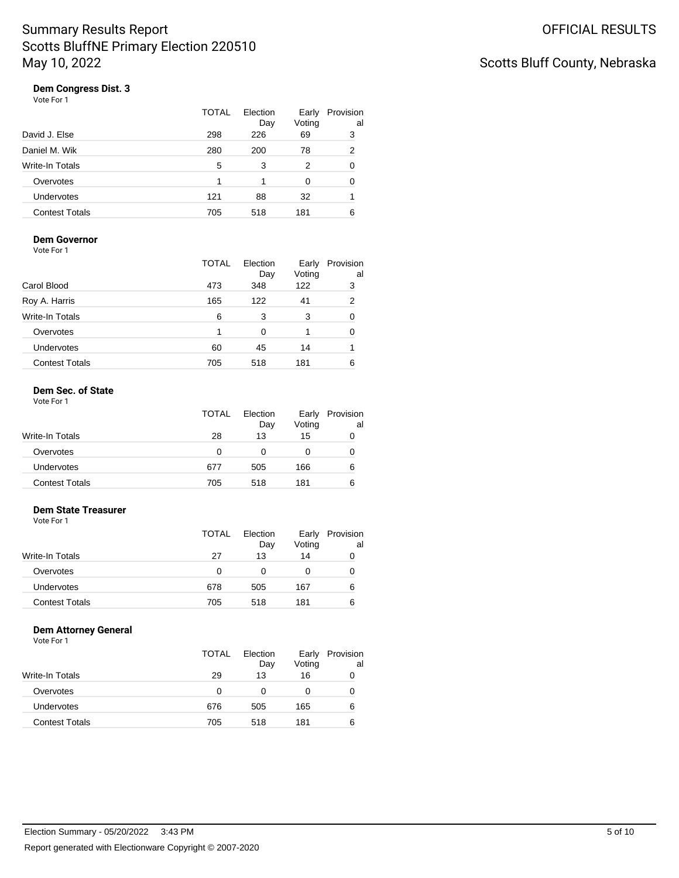# Summary Results Report
# Scotts BluffNE Primary Election 220510
# May 10, 2022

OFFICIAL RESULTS

Scotts Bluff County, Nebraska

### Dem Congress Dist. 3

Vote For 1

| | TOTAL | Election Day | Early Voting | Provisional |
|---|---|---|---|---|
| David J. Else | 298 | 226 | 69 | 3 |
| Daniel M. Wik | 280 | 200 | 78 | 2 |
| Write-In Totals | 5 | 3 | 2 | 0 |
| Overvotes | 1 | 1 | 0 | 0 |
| Undervotes | 121 | 88 | 32 | 1 |
| Contest Totals | 705 | 518 | 181 | 6 |

### Dem Governor

Vote For 1

| | TOTAL | Election Day | Early Voting | Provisional |
|---|---|---|---|---|
| Carol Blood | 473 | 348 | 122 | 3 |
| Roy A. Harris | 165 | 122 | 41 | 2 |
| Write-In Totals | 6 | 3 | 3 | 0 |
| Overvotes | 1 | 0 | 1 | 0 |
| Undervotes | 60 | 45 | 14 | 1 |
| Contest Totals | 705 | 518 | 181 | 6 |

### Dem Sec. of State

Vote For 1

| | TOTAL | Election Day | Early Voting | Provisional |
|---|---|---|---|---|
| Write-In Totals | 28 | 13 | 15 | 0 |
| Overvotes | 0 | 0 | 0 | 0 |
| Undervotes | 677 | 505 | 166 | 6 |
| Contest Totals | 705 | 518 | 181 | 6 |

### Dem State Treasurer

Vote For 1

| | TOTAL | Election Day | Early Voting | Provisional |
|---|---|---|---|---|
| Write-In Totals | 27 | 13 | 14 | 0 |
| Overvotes | 0 | 0 | 0 | 0 |
| Undervotes | 678 | 505 | 167 | 6 |
| Contest Totals | 705 | 518 | 181 | 6 |

### Dem Attorney General

Vote For 1

| | TOTAL | Election Day | Early Voting | Provisional |
|---|---|---|---|---|
| Write-In Totals | 29 | 13 | 16 | 0 |
| Overvotes | 0 | 0 | 0 | 0 |
| Undervotes | 676 | 505 | 165 | 6 |
| Contest Totals | 705 | 518 | 181 | 6 |

Election Summary - 05/20/2022 3:43 PM

Report generated with Electionware Copyright © 2007-2020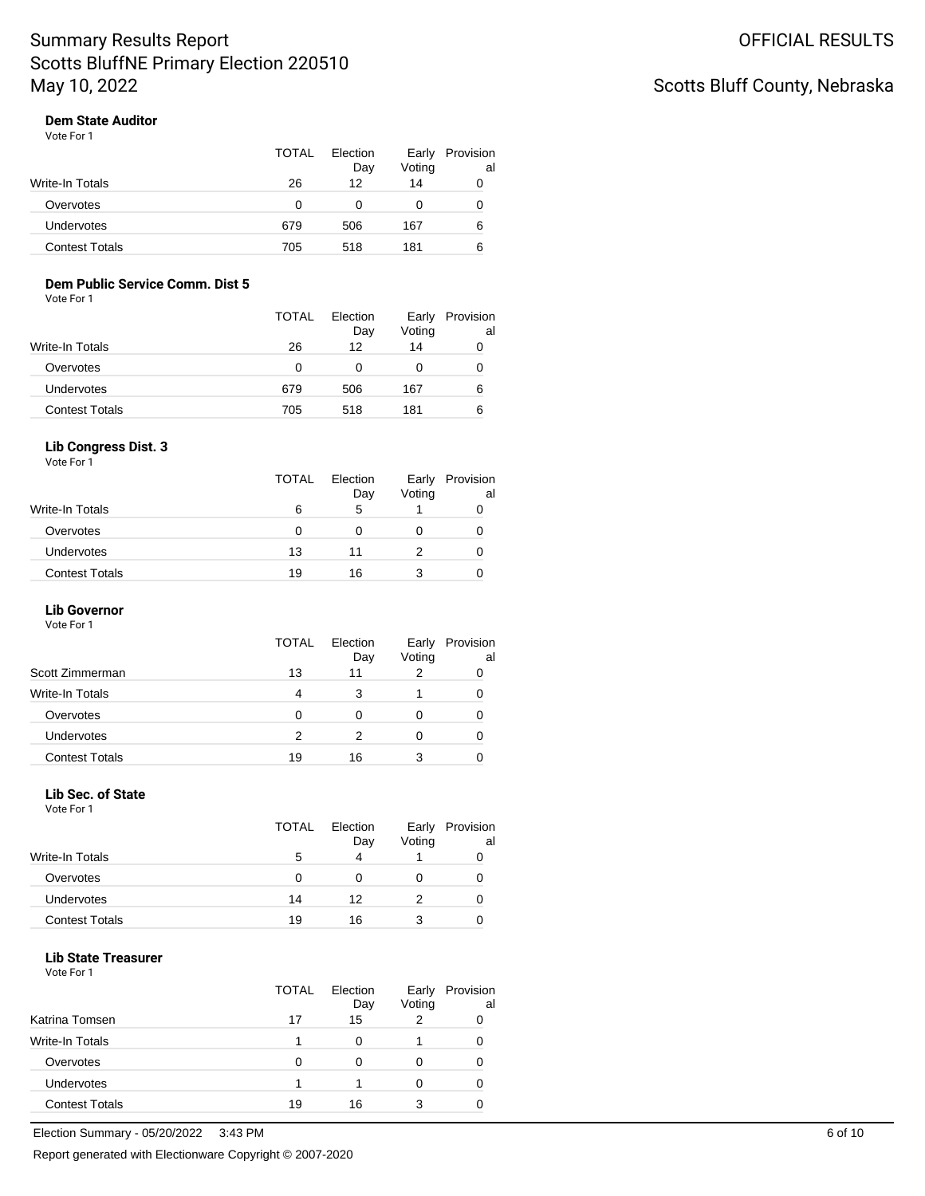# Summary Results Report
## Scotts BluffNE Primary Election 220510
## May 10, 2022

OFFICIAL RESULTS

Scotts Bluff County, Nebraska

### Dem State Auditor

Vote For 1

| | TOTAL | Election Day | Early Voting | Provisional |
|---|---|---|---|---|
| Write-In Totals | 26 | 12 | 14 | 0 |
| Overvotes | 0 | 0 | 0 | 0 |
| Undervotes | 679 | 506 | 167 | 6 |
| Contest Totals | 705 | 518 | 181 | 6 |

### Dem Public Service Comm. Dist 5

Vote For 1

| | TOTAL | Election Day | Early Voting | Provisional |
|---|---|---|---|---|
| Write-In Totals | 26 | 12 | 14 | 0 |
| Overvotes | 0 | 0 | 0 | 0 |
| Undervotes | 679 | 506 | 167 | 6 |
| Contest Totals | 705 | 518 | 181 | 6 |

### Lib Congress Dist. 3

Vote For 1

| | TOTAL | Election Day | Early Voting | Provisional |
|---|---|---|---|---|
| Write-In Totals | 6 | 5 | 1 | 0 |
| Overvotes | 0 | 0 | 0 | 0 |
| Undervotes | 13 | 11 | 2 | 0 |
| Contest Totals | 19 | 16 | 3 | 0 |

### Lib Governor

Vote For 1

| | TOTAL | Election Day | Early Voting | Provisional |
|---|---|---|---|---|
| Scott Zimmerman | 13 | 11 | 2 | 0 |
| Write-In Totals | 4 | 3 | 1 | 0 |
| Overvotes | 0 | 0 | 0 | 0 |
| Undervotes | 2 | 2 | 0 | 0 |
| Contest Totals | 19 | 16 | 3 | 0 |

### Lib Sec. of State

Vote For 1

| | TOTAL | Election Day | Early Voting | Provisional |
|---|---|---|---|---|
| Write-In Totals | 5 | 4 | 1 | 0 |
| Overvotes | 0 | 0 | 0 | 0 |
| Undervotes | 14 | 12 | 2 | 0 |
| Contest Totals | 19 | 16 | 3 | 0 |

### Lib State Treasurer

Vote For 1

| | TOTAL | Election Day | Early Voting | Provisional |
|---|---|---|---|---|
| Katrina Tomsen | 17 | 15 | 2 | 0 |
| Write-In Totals | 1 | 0 | 1 | 0 |
| Overvotes | 0 | 0 | 0 | 0 |
| Undervotes | 1 | 1 | 0 | 0 |
| Contest Totals | 19 | 16 | 3 | 0 |

Election Summary - 05/20/2022 3:43 PM

Report generated with Electionware Copyright © 2007-2020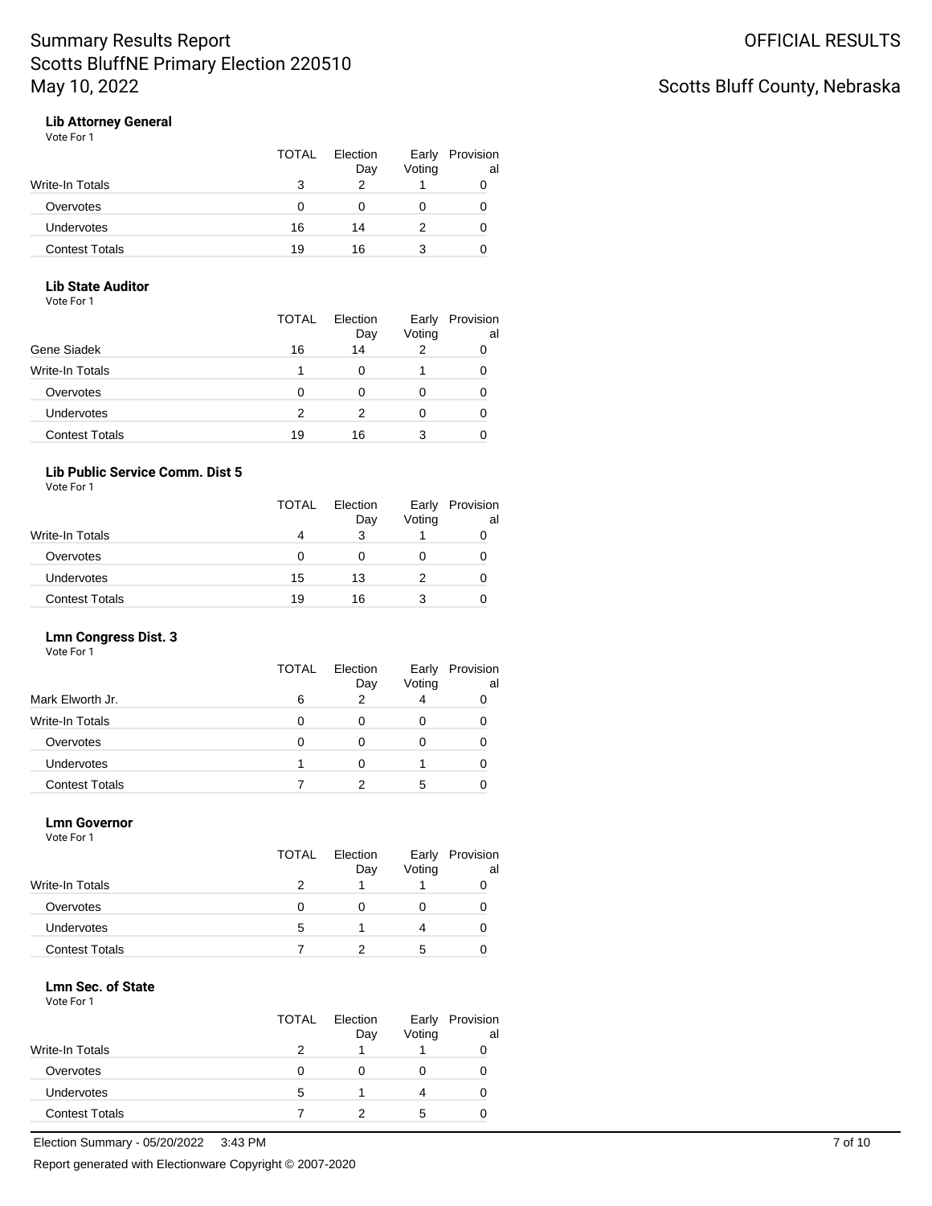# Summary Results Report
# Scotts BluffNE Primary Election 220510
# May 10, 2022

**OFFICIAL RESULTS**

**Scotts Bluff County, Nebraska**

### Lib Attorney General

Vote For 1

| | TOTAL | Election Day | Early Voting | Provisional |
|---|---|---|---|---|
| Write-In Totals | 3 | 2 | 1 | 0 |
| Overvotes | 0 | 0 | 0 | 0 |
| Undervotes | 16 | 14 | 2 | 0 |
| Contest Totals | 19 | 16 | 3 | 0 |

### Lib State Auditor

Vote For 1

| | TOTAL | Election Day | Early Voting | Provisional |
|---|---|---|---|---|
| Gene Siadek | 16 | 14 | 2 | 0 |
| Write-In Totals | 1 | 0 | 1 | 0 |
| Overvotes | 0 | 0 | 0 | 0 |
| Undervotes | 2 | 2 | 0 | 0 |
| Contest Totals | 19 | 16 | 3 | 0 |

### Lib Public Service Comm. Dist 5

Vote For 1

| | TOTAL | Election Day | Early Voting | Provisional |
|---|---|---|---|---|
| Write-In Totals | 4 | 3 | 1 | 0 |
| Overvotes | 0 | 0 | 0 | 0 |
| Undervotes | 15 | 13 | 2 | 0 |
| Contest Totals | 19 | 16 | 3 | 0 |

### Lmn Congress Dist. 3

Vote For 1

| | TOTAL | Election Day | Early Voting | Provisional |
|---|---|---|---|---|
| Mark Elworth Jr. | 6 | 2 | 4 | 0 |
| Write-In Totals | 0 | 0 | 0 | 0 |
| Overvotes | 0 | 0 | 0 | 0 |
| Undervotes | 1 | 0 | 1 | 0 |
| Contest Totals | 7 | 2 | 5 | 0 |

### Lmn Governor

Vote For 1

| | TOTAL | Election Day | Early Voting | Provisional |
|---|---|---|---|---|
| Write-In Totals | 2 | 1 | 1 | 0 |
| Overvotes | 0 | 0 | 0 | 0 |
| Undervotes | 5 | 1 | 4 | 0 |
| Contest Totals | 7 | 2 | 5 | 0 |

### Lmn Sec. of State

Vote For 1

| | TOTAL | Election Day | Early Voting | Provisional |
|---|---|---|---|---|
| Write-In Totals | 2 | 1 | 1 | 0 |
| Overvotes | 0 | 0 | 0 | 0 |
| Undervotes | 5 | 1 | 4 | 0 |
| Contest Totals | 7 | 2 | 5 | 0 |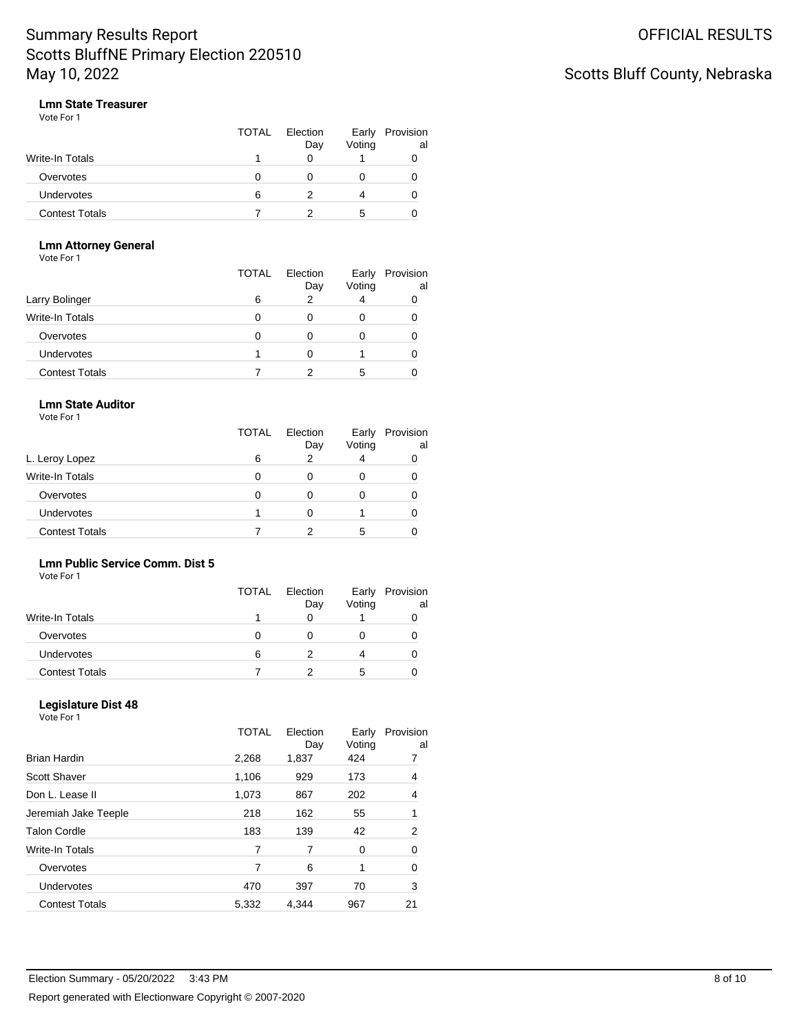# Summary Results Report
## Scotts BluffNE Primary Election 220510
## May 10, 2022

**OFFICIAL RESULTS**

**Scotts Bluff County, Nebraska**

### Lmn State Treasurer
Vote For 1

| | TOTAL | Election Day | Early Voting | Provisional |
|---|---|---|---|---|
| Write-In Totals | 1 | 0 | 1 | 0 |
| Overvotes | 0 | 0 | 0 | 0 |
| Undervotes | 6 | 2 | 4 | 0 |
| Contest Totals | 7 | 2 | 5 | 0 |

### Lmn Attorney General
Vote For 1

| | TOTAL | Election Day | Early Voting | Provisional |
|---|---|---|---|---|
| Larry Bolinger | 6 | 2 | 4 | 0 |
| Write-In Totals | 0 | 0 | 0 | 0 |
| Overvotes | 0 | 0 | 0 | 0 |
| Undervotes | 1 | 0 | 1 | 0 |
| Contest Totals | 7 | 2 | 5 | 0 |

### Lmn State Auditor
Vote For 1

| | TOTAL | Election Day | Early Voting | Provisional |
|---|---|---|---|---|
| L. Leroy Lopez | 6 | 2 | 4 | 0 |
| Write-In Totals | 0 | 0 | 0 | 0 |
| Overvotes | 0 | 0 | 0 | 0 |
| Undervotes | 1 | 0 | 1 | 0 |
| Contest Totals | 7 | 2 | 5 | 0 |

### Lmn Public Service Comm. Dist 5
Vote For 1

| | TOTAL | Election Day | Early Voting | Provisional |
|---|---|---|---|---|
| Write-In Totals | 1 | 0 | 1 | 0 |
| Overvotes | 0 | 0 | 0 | 0 |
| Undervotes | 6 | 2 | 4 | 0 |
| Contest Totals | 7 | 2 | 5 | 0 |

### Legislature Dist 48
Vote For 1

| | TOTAL | Election Day | Early Voting | Provisional |
|---|---|---|---|---|
| Brian Hardin | 2,268 | 1,837 | 424 | 7 |
| Scott Shaver | 1,106 | 929 | 173 | 4 |
| Don L. Lease II | 1,073 | 867 | 202 | 4 |
| Jeremiah Jake Teeple | 218 | 162 | 55 | 1 |
| Talon Cordle | 183 | 139 | 42 | 2 |
| Write-In Totals | 7 | 7 | 0 | 0 |
| Overvotes | 7 | 6 | 1 | 0 |
| Undervotes | 470 | 397 | 70 | 3 |
| Contest Totals | 5,332 | 4,344 | 967 | 21 |

Election Summary - 05/20/2022 3:43 PM

Report generated with Electionware Copyright © 2007-2020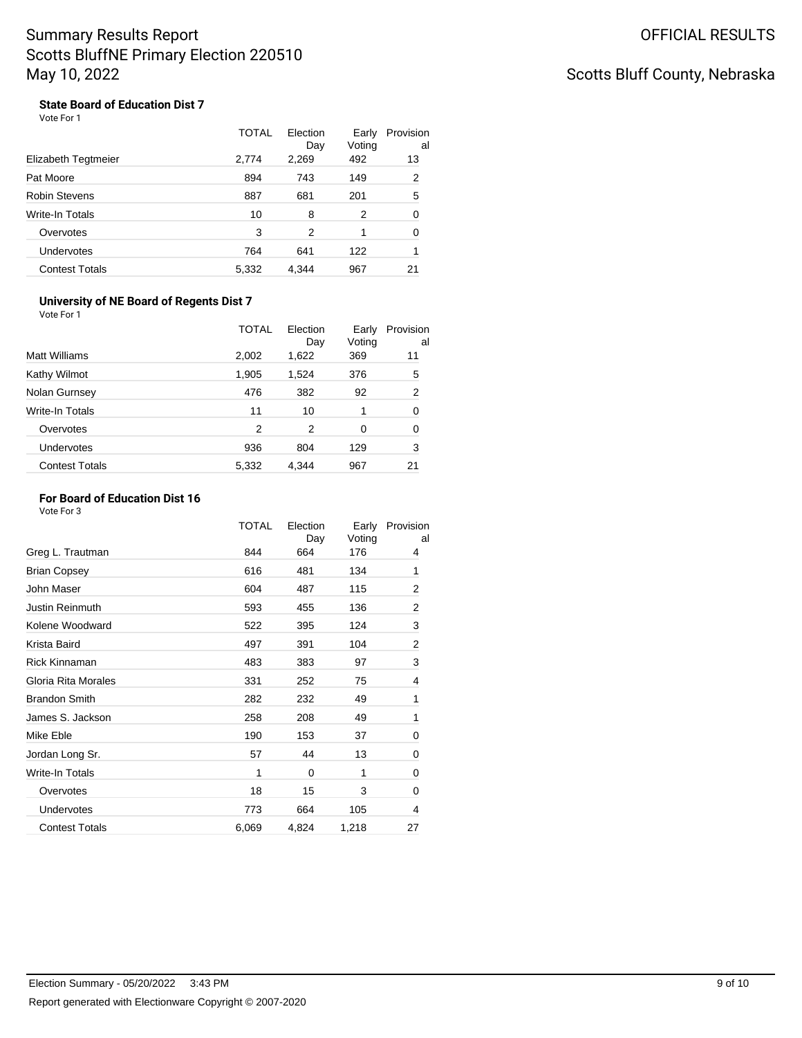# Summary Results Report
## Scotts BluffNE Primary Election 220510
## May 10, 2022

OFFICIAL RESULTS

Scotts Bluff County, Nebraska

### State Board of Education Dist 7
Vote For 1

| | TOTAL | Election Day | Early Voting | Provisional |
|---|---|---|---|---|
| Elizabeth Tegtmeier | 2,774 | 2,269 | 492 | 13 |
| Pat Moore | 894 | 743 | 149 | 2 |
| Robin Stevens | 887 | 681 | 201 | 5 |
| Write-In Totals | 10 | 8 | 2 | 0 |
| Overvotes | 3 | 2 | 1 | 0 |
| Undervotes | 764 | 641 | 122 | 1 |
| Contest Totals | 5,332 | 4,344 | 967 | 21 |

### University of NE Board of Regents Dist 7
Vote For 1

| | TOTAL | Election Day | Early Voting | Provisional |
|---|---|---|---|---|
| Matt Williams | 2,002 | 1,622 | 369 | 11 |
| Kathy Wilmot | 1,905 | 1,524 | 376 | 5 |
| Nolan Gurnsey | 476 | 382 | 92 | 2 |
| Write-In Totals | 11 | 10 | 1 | 0 |
| Overvotes | 2 | 2 | 0 | 0 |
| Undervotes | 936 | 804 | 129 | 3 |
| Contest Totals | 5,332 | 4,344 | 967 | 21 |

### For Board of Education Dist 16
Vote For 3

| | TOTAL | Election Day | Early Voting | Provisional |
|---|---|---|---|---|
| Greg L. Trautman | 844 | 664 | 176 | 4 |
| Brian Copsey | 616 | 481 | 134 | 1 |
| John Maser | 604 | 487 | 115 | 2 |
| Justin Reinmuth | 593 | 455 | 136 | 2 |
| Kolene Woodward | 522 | 395 | 124 | 3 |
| Krista Baird | 497 | 391 | 104 | 2 |
| Rick Kinnaman | 483 | 383 | 97 | 3 |
| Gloria Rita Morales | 331 | 252 | 75 | 4 |
| Brandon Smith | 282 | 232 | 49 | 1 |
| James S. Jackson | 258 | 208 | 49 | 1 |
| Mike Eble | 190 | 153 | 37 | 0 |
| Jordan Long Sr. | 57 | 44 | 13 | 0 |
| Write-In Totals | 1 | 0 | 1 | 0 |
| Overvotes | 18 | 15 | 3 | 0 |
| Undervotes | 773 | 664 | 105 | 4 |
| Contest Totals | 6,069 | 4,824 | 1,218 | 27 |

Election Summary - 05/20/2022 3:43 PM

Report generated with Electionware Copyright © 2007-2020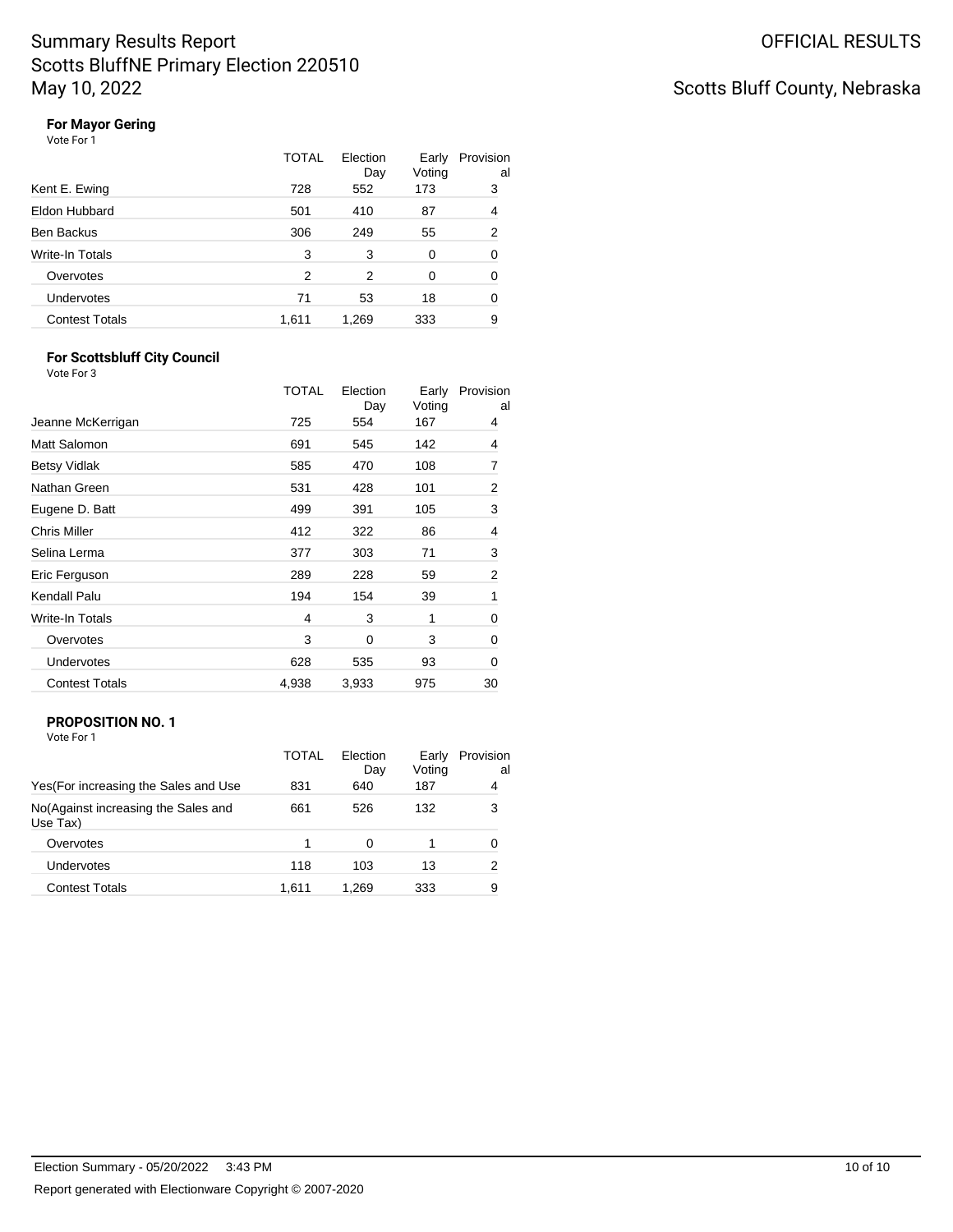# Summary Results Report
# Scotts BluffNE Primary Election 220510
# May 10, 2022

OFFICIAL RESULTS

Scotts Bluff County, Nebraska

### For Mayor Gering

Vote For 1

| | TOTAL | Election Day | Early Voting | Provisional |
|---|---|---|---|---|
| Kent E. Ewing | 728 | 552 | 173 | 3 |
| Eldon Hubbard | 501 | 410 | 87 | 4 |
| Ben Backus | 306 | 249 | 55 | 2 |
| Write-In Totals | 3 | 3 | 0 | 0 |
| Overvotes | 2 | 2 | 0 | 0 |
| Undervotes | 71 | 53 | 18 | 0 |
| Contest Totals | 1,611 | 1,269 | 333 | 9 |

### For Scottsbluff City Council

Vote For 3

| | TOTAL | Election Day | Early Voting | Provisional |
|---|---|---|---|---|
| Jeanne McKerrigan | 725 | 554 | 167 | 4 |
| Matt Salomon | 691 | 545 | 142 | 4 |
| Betsy Vidlak | 585 | 470 | 108 | 7 |
| Nathan Green | 531 | 428 | 101 | 2 |
| Eugene D. Batt | 499 | 391 | 105 | 3 |
| Chris Miller | 412 | 322 | 86 | 4 |
| Selina Lerma | 377 | 303 | 71 | 3 |
| Eric Ferguson | 289 | 228 | 59 | 2 |
| Kendall Palu | 194 | 154 | 39 | 1 |
| Write-In Totals | 4 | 3 | 1 | 0 |
| Overvotes | 3 | 0 | 3 | 0 |
| Undervotes | 628 | 535 | 93 | 0 |
| Contest Totals | 4,938 | 3,933 | 975 | 30 |

### PROPOSITION NO. 1

Vote For 1

| | TOTAL | Election Day | Early Voting | Provisional |
|---|---|---|---|---|
| Yes(For increasing the Sales and Use | 831 | 640 | 187 | 4 |
| No(Against increasing the Sales and Use Tax) | 661 | 526 | 132 | 3 |
| Overvotes | 1 | 0 | 1 | 0 |
| Undervotes | 118 | 103 | 13 | 2 |
| Contest Totals | 1,611 | 1,269 | 333 | 9 |

Election Summary - 05/20/2022 3:43 PM

Report generated with Electionware Copyright © 2007-2020